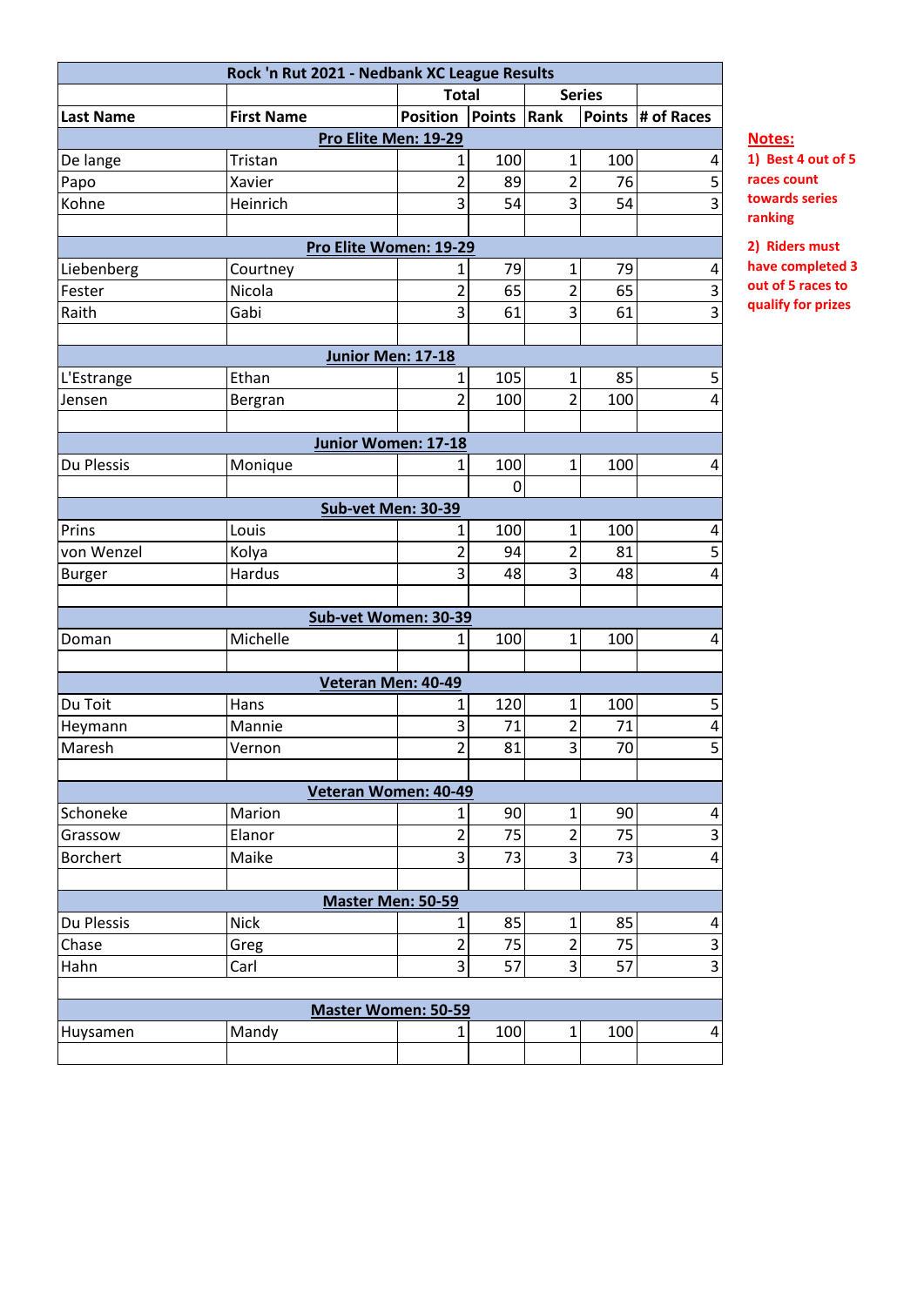| Rock 'n Rut 2021 - Nedbank XC League Results | | | | | | |
|---|---|---|---|---|---|---|
| | | Total | | Series | | |
| **Last Name** | **First Name** | **Position** | **Points** | **Rank** | **Points** | **# of Races** |
| | | **Pro Elite Men: 19-29** | | | | |
| De lange | Tristan | 1 | 100 | 1 | 100 | 4 |
| Papo | Xavier | 2 | 89 | 2 | 76 | 5 |
| Kohne | Heinrich | 3 | 54 | 3 | 54 | 3 |
| | | | | | | |
| | | **Pro Elite Women: 19-29** | | | | |
| Liebenberg | Courtney | 1 | 79 | 1 | 79 | 4 |
| Fester | Nicola | 2 | 65 | 2 | 65 | 3 |
| Raith | Gabi | 3 | 61 | 3 | 61 | 3 |
| | | | | | | |
| | | **Junior Men: 17-18** | | | | |
| L'Estrange | Ethan | 1 | 105 | 1 | 85 | 5 |
| Jensen | Bergran | 2 | 100 | 2 | 100 | 4 |
| | | | | | | |
| | | **Junior Women: 17-18** | | | | |
| Du Plessis | Monique | 1 | 100 | 1 | 100 | 4 |
| | | | 0 | | | |
| | | **Sub-vet Men: 30-39** | | | | |
| Prins | Louis | 1 | 100 | 1 | 100 | 4 |
| von Wenzel | Kolya | 2 | 94 | 2 | 81 | 5 |
| Burger | Hardus | 3 | 48 | 3 | 48 | 4 |
| | | | | | | |
| | | **Sub-vet Women: 30-39** | | | | |
| Doman | Michelle | 1 | 100 | 1 | 100 | 4 |
| | | | | | | |
| | | **Veteran Men: 40-49** | | | | |
| Du Toit | Hans | 1 | 120 | 1 | 100 | 5 |
| Heymann | Mannie | 3 | 71 | 2 | 71 | 4 |
| Maresh | Vernon | 2 | 81 | 3 | 70 | 5 |
| | | | | | | |
| | | **Veteran Women: 40-49** | | | | |
| Schoneke | Marion | 1 | 90 | 1 | 90 | 4 |
| Grassow | Elanor | 2 | 75 | 2 | 75 | 3 |
| Borchert | Maike | 3 | 73 | 3 | 73 | 4 |
| | | | | | | |
| | | **Master Men: 50-59** | | | | |
| Du Plessis | Nick | 1 | 85 | 1 | 85 | 4 |
| Chase | Greg | 2 | 75 | 2 | 75 | 3 |
| Hahn | Carl | 3 | 57 | 3 | 57 | 3 |
| | | | | | | |
| | | **Master Women: 50-59** | | | | |
| Huysamen | Mandy | 1 | 100 | 1 | 100 | 4 |
| | | | | | | |

**Notes:**

1) Best 4 out of 5 races count towards series ranking

2) Riders must have completed 3 out of 5 races to qualify for prizes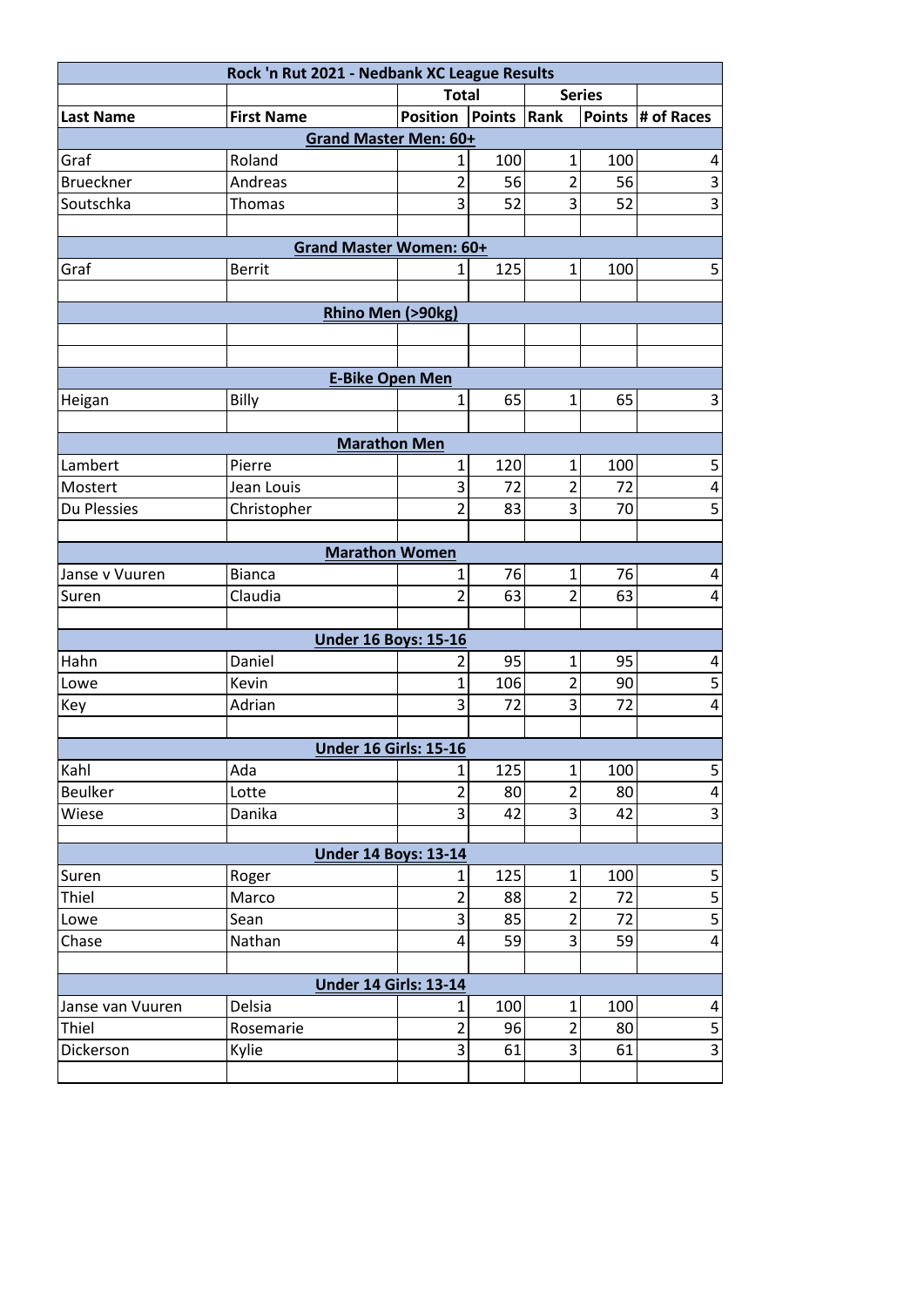| Rock 'n Rut 2021 - Nedbank XC League Results | | | | | | |
|---|---|---|---|---|---|---|
| | | Total | | Series | | |
| Last Name | First Name | Position | Points | Rank | Points | # of Races |
| **Grand Master Men: 60+** | | | | | | |
| Graf | Roland | 1 | 100 | 1 | 100 | 4 |
| Brueckner | Andreas | 2 | 56 | 2 | 56 | 3 |
| Soutschka | Thomas | 3 | 52 | 3 | 52 | 3 |
| | | | | | | |
| **Grand Master Women: 60+** | | | | | | |
| Graf | Berrit | 1 | 125 | 1 | 100 | 5 |
| | | | | | | |
| **Rhino Men (>90kg)** | | | | | | |
| | | | | | | |
| | | | | | | |
| **E-Bike Open Men** | | | | | | |
| Heigan | Billy | 1 | 65 | 1 | 65 | 3 |
| | | | | | | |
| **Marathon Men** | | | | | | |
| Lambert | Pierre | 1 | 120 | 1 | 100 | 5 |
| Mostert | Jean Louis | 3 | 72 | 2 | 72 | 4 |
| Du Plessies | Christopher | 2 | 83 | 3 | 70 | 5 |
| | | | | | | |
| **Marathon Women** | | | | | | |
| Janse v Vuuren | Bianca | 1 | 76 | 1 | 76 | 4 |
| Suren | Claudia | 2 | 63 | 2 | 63 | 4 |
| | | | | | | |
| **Under 16 Boys: 15-16** | | | | | | |
| Hahn | Daniel | 2 | 95 | 1 | 95 | 4 |
| Lowe | Kevin | 1 | 106 | 2 | 90 | 5 |
| Key | Adrian | 3 | 72 | 3 | 72 | 4 |
| | | | | | | |
| **Under 16 Girls: 15-16** | | | | | | |
| Kahl | Ada | 1 | 125 | 1 | 100 | 5 |
| Beulker | Lotte | 2 | 80 | 2 | 80 | 4 |
| Wiese | Danika | 3 | 42 | 3 | 42 | 3 |
| | | | | | | |
| **Under 14 Boys: 13-14** | | | | | | |
| Suren | Roger | 1 | 125 | 1 | 100 | 5 |
| Thiel | Marco | 2 | 88 | 2 | 72 | 5 |
| Lowe | Sean | 3 | 85 | 2 | 72 | 5 |
| Chase | Nathan | 4 | 59 | 3 | 59 | 4 |
| | | | | | | |
| **Under 14 Girls: 13-14** | | | | | | |
| Janse van Vuuren | Delsia | 1 | 100 | 1 | 100 | 4 |
| Thiel | Rosemarie | 2 | 96 | 2 | 80 | 5 |
| Dickerson | Kylie | 3 | 61 | 3 | 61 | 3 |
| | | | | | | |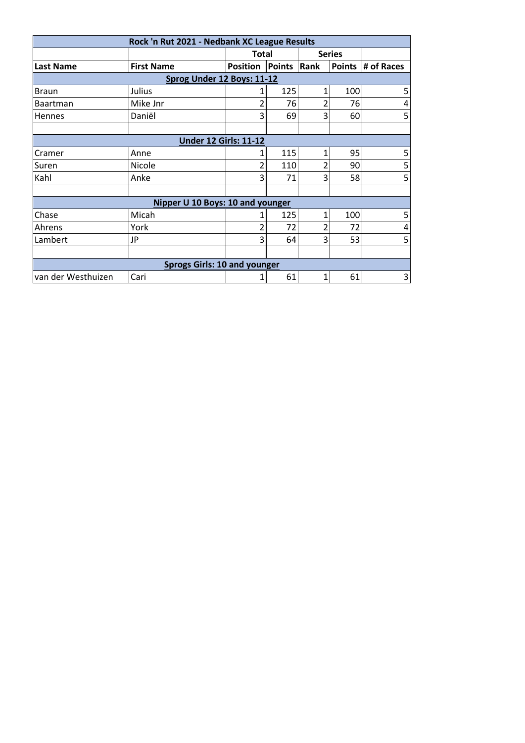| Rock 'n Rut 2021 - Nedbank XC League Results | | | | | | |
|---|---|---|---|---|---|---|
| | | Total | | Series | | |
| **Last Name** | **First Name** | **Position** | **Points** | **Rank** | **Points** | **# of Races** |
| **Sprog Under 12 Boys: 11-12** | | | | | | |
| Braun | Julius | 1 | 125 | 1 | 100 | 5 |
| Baartman | Mike Jnr | 2 | 76 | 2 | 76 | 4 |
| Hennes | Daniël | 3 | 69 | 3 | 60 | 5 |
| | | | | | | |
| **Under 12 Girls: 11-12** | | | | | | |
| Cramer | Anne | 1 | 115 | 1 | 95 | 5 |
| Suren | Nicole | 2 | 110 | 2 | 90 | 5 |
| Kahl | Anke | 3 | 71 | 3 | 58 | 5 |
| | | | | | | |
| **Nipper U 10 Boys: 10 and younger** | | | | | | |
| Chase | Micah | 1 | 125 | 1 | 100 | 5 |
| Ahrens | York | 2 | 72 | 2 | 72 | 4 |
| Lambert | JP | 3 | 64 | 3 | 53 | 5 |
| | | | | | | |
| **Sprogs Girls: 10 and younger** | | | | | | |
| van der Westhuizen | Cari | 1 | 61 | 1 | 61 | 3 |